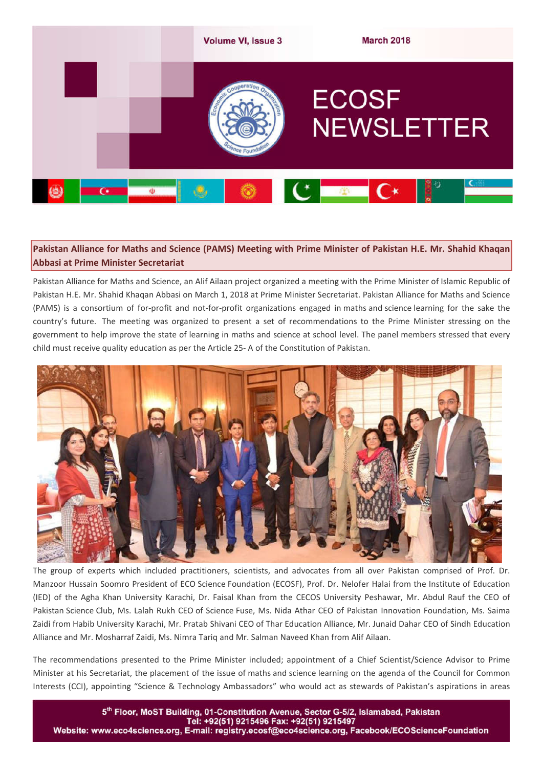# ECOSF NEWSLETTER

Volume VI, Issue 3 — March 2018

## Pakistan Alliance for Maths and Science (PAMS) Meeting with Prime Minister of Pakistan H.E. Mr. Shahid Khaqan Abbasi at Prime Minister Secretariat

Pakistan Alliance for Maths and Science, an Alif Ailaan project organized a meeting with the Prime Minister of Islamic Republic of Pakistan H.E. Mr. Shahid Khaqan Abbasi on March 1, 2018 at Prime Minister Secretariat. Pakistan Alliance for Maths and Science (PAMS) is a consortium of for-profit and not-for-profit organizations engaged in maths and science learning for the sake the country's future. The meeting was organized to present a set of recommendations to the Prime Minister stressing on the government to help improve the state of learning in maths and science at school level. The panel members stressed that every child must receive quality education as per the Article 25- A of the Constitution of Pakistan.

The group of experts which included practitioners, scientists, and advocates from all over Pakistan comprised of Prof. Dr. Manzoor Hussain Soomro President of ECO Science Foundation (ECOSF), Prof. Dr. Nelofer Halai from the Institute of Education (IED) of the Agha Khan University Karachi, Dr. Faisal Khan from the CECOS University Peshawar, Mr. Abdul Rauf the CEO of Pakistan Science Club, Ms. Lalah Rukh CEO of Science Fuse, Ms. Nida Athar CEO of Pakistan Innovation Foundation, Ms. Saima Zaidi from Habib University Karachi, Mr. Pratab Shivani CEO of Thar Education Alliance, Mr. Junaid Dahar CEO of Sindh Education Alliance and Mr. Mosharraf Zaidi, Ms. Nimra Tariq and Mr. Salman Naveed Khan from Alif Ailaan.

The recommendations presented to the Prime Minister included; appointment of a Chief Scientist/Science Advisor to Prime Minister at his Secretariat, the placement of the issue of maths and science learning on the agenda of the Council for Common Interests (CCI), appointing "Science & Technology Ambassadors" who would act as stewards of Pakistan's aspirations in areas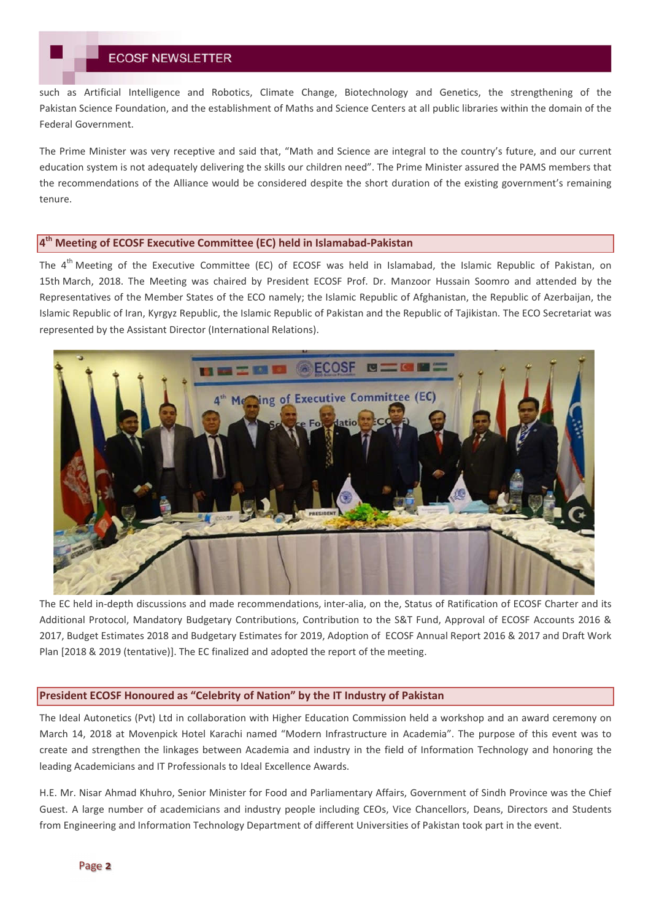such as Artificial Intelligence and Robotics, Climate Change, Biotechnology and Genetics, the strengthening of the Pakistan Science Foundation, and the establishment of Maths and Science Centers at all public libraries within the domain of the Federal Government.

The Prime Minister was very receptive and said that, "Math and Science are integral to the country's future, and our current education system is not adequately delivering the skills our children need". The Prime Minister assured the PAMS members that the recommendations of the Alliance would be considered despite the short duration of the existing government's remaining tenure.

## 4th Meeting of ECOSF Executive Committee (EC) held in Islamabad-Pakistan

The 4th Meeting of the Executive Committee (EC) of ECOSF was held in Islamabad, the Islamic Republic of Pakistan, on 15th March, 2018. The Meeting was chaired by President ECOSF Prof. Dr. Manzoor Hussain Soomro and attended by the Representatives of the Member States of the ECO namely; the Islamic Republic of Afghanistan, the Republic of Azerbaijan, the Islamic Republic of Iran, Kyrgyz Republic, the Islamic Republic of Pakistan and the Republic of Tajikistan. The ECO Secretariat was represented by the Assistant Director (International Relations).

The EC held in-depth discussions and made recommendations, inter-alia, on the, Status of Ratification of ECOSF Charter and its Additional Protocol, Mandatory Budgetary Contributions, Contribution to the S&T Fund, Approval of ECOSF Accounts 2016 & 2017, Budget Estimates 2018 and Budgetary Estimates for 2019, Adoption of ECOSF Annual Report 2016 & 2017 and Draft Work Plan [2018 & 2019 (tentative)]. The EC finalized and adopted the report of the meeting.

## President ECOSF Honoured as "Celebrity of Nation" by the IT Industry of Pakistan

The Ideal Autonetics (Pvt) Ltd in collaboration with Higher Education Commission held a workshop and an award ceremony on March 14, 2018 at Movenpick Hotel Karachi named "Modern Infrastructure in Academia". The purpose of this event was to create and strengthen the linkages between Academia and industry in the field of Information Technology and honoring the leading Academicians and IT Professionals to Ideal Excellence Awards.

H.E. Mr. Nisar Ahmad Khuhro, Senior Minister for Food and Parliamentary Affairs, Government of Sindh Province was the Chief Guest. A large number of academicians and industry people including CEOs, Vice Chancellors, Deans, Directors and Students from Engineering and Information Technology Department of different Universities of Pakistan took part in the event.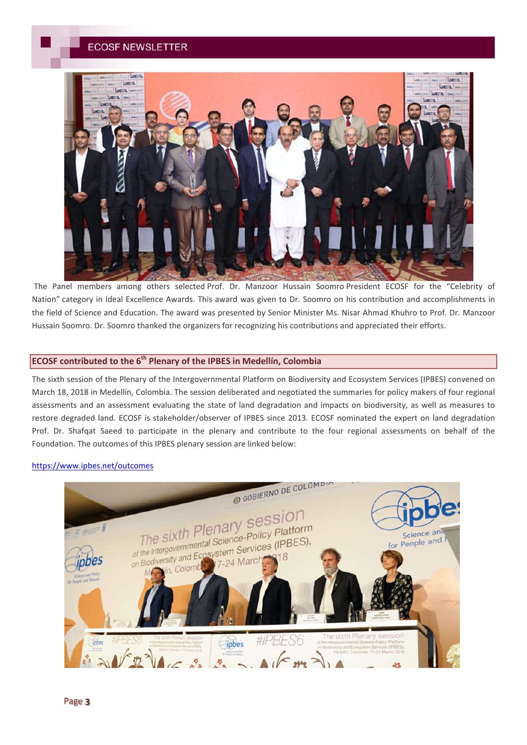The Panel members among others selected Prof. Dr. Manzoor Hussain Soomro President ECOSF for the "Celebrity of Nation" category in Ideal Excellence Awards. This award was given to Dr. Soomro on his contribution and accomplishments in the field of Science and Education. The award was presented by Senior Minister Ms. Nisar Ahmad Khuhro to Prof. Dr. Manzoor Hussain Soomro. Dr. Soomro thanked the organizers for recognizing his contributions and appreciated their efforts.

## ECOSF contributed to the 6th Plenary of the IPBES in Medellín, Colombia

The sixth session of the Plenary of the Intergovernmental Platform on Biodiversity and Ecosystem Services (IPBES) convened on March 18, 2018 in Medellín, Colombia. The session deliberated and negotiated the summaries for policy makers of four regional assessments and an assessment evaluating the state of land degradation and impacts on biodiversity, as well as measures to restore degraded land. ECOSF is stakeholder/observer of IPBES since 2013. ECOSF nominated the expert on land degradation Prof. Dr. Shafqat Saeed to participate in the plenary and contribute to the four regional assessments on behalf of the Foundation. The outcomes of this IPBES plenary session are linked below:

https://www.ipbes.net/outcomes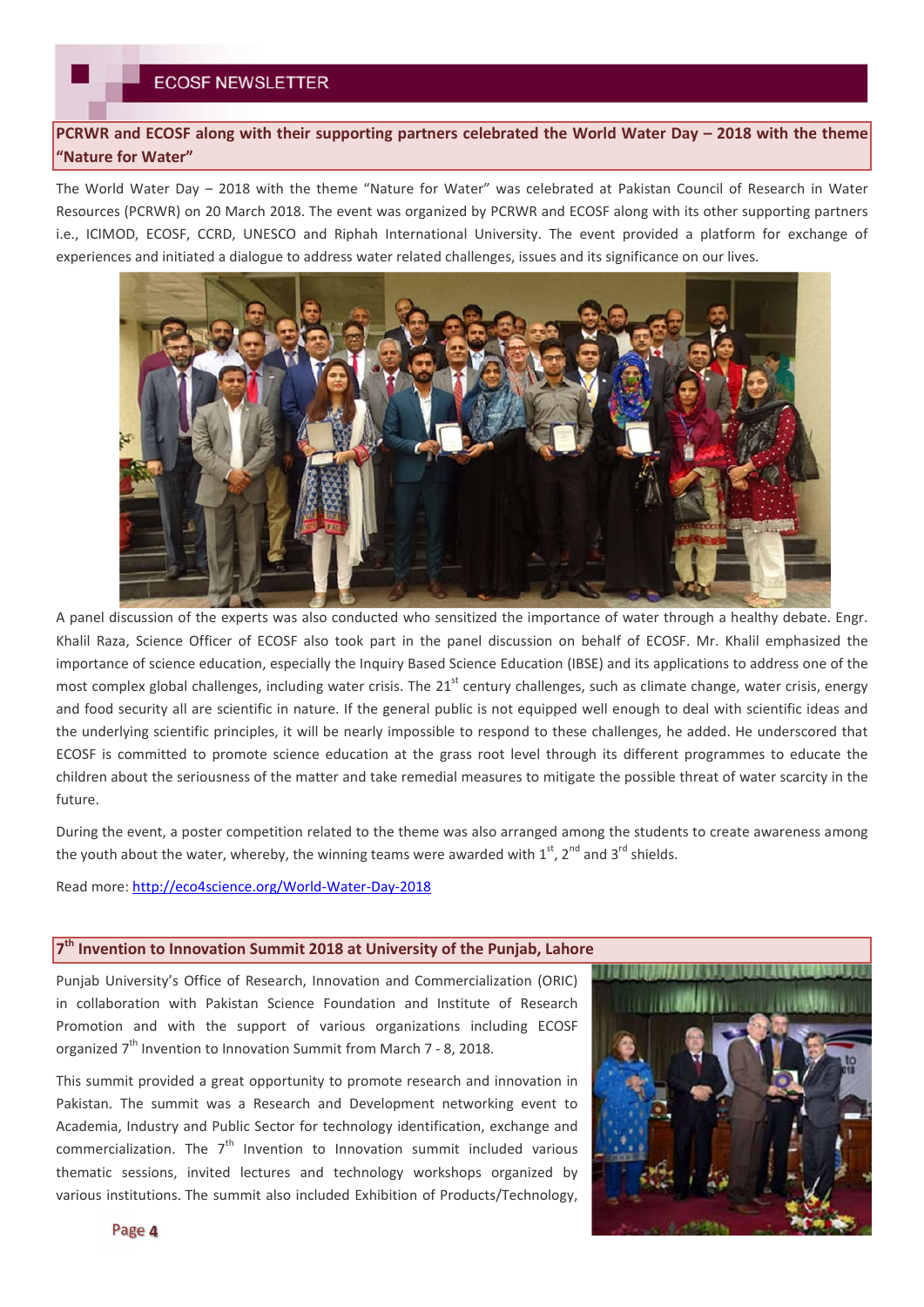## PCRWR and ECOSF along with their supporting partners celebrated the World Water Day – 2018 with the theme "Nature for Water"

The World Water Day – 2018 with the theme "Nature for Water" was celebrated at Pakistan Council of Research in Water Resources (PCRWR) on 20 March 2018. The event was organized by PCRWR and ECOSF along with its other supporting partners i.e., ICIMOD, ECOSF, CCRD, UNESCO and Riphah International University. The event provided a platform for exchange of experiences and initiated a dialogue to address water related challenges, issues and its significance on our lives.

A panel discussion of the experts was also conducted who sensitized the importance of water through a healthy debate. Engr. Khalil Raza, Science Officer of ECOSF also took part in the panel discussion on behalf of ECOSF. Mr. Khalil emphasized the importance of science education, especially the Inquiry Based Science Education (IBSE) and its applications to address one of the most complex global challenges, including water crisis. The 21st century challenges, such as climate change, water crisis, energy and food security all are scientific in nature. If the general public is not equipped well enough to deal with scientific ideas and the underlying scientific principles, it will be nearly impossible to respond to these challenges, he added. He underscored that ECOSF is committed to promote science education at the grass root level through its different programmes to educate the children about the seriousness of the matter and take remedial measures to mitigate the possible threat of water scarcity in the future.

During the event, a poster competition related to the theme was also arranged among the students to create awareness among the youth about the water, whereby, the winning teams were awarded with 1st, 2nd and 3rd shields.

Read more: [http://eco4science.org/World-Water-Day-2018](http://eco4science.org/World-Water-Day-2018)

## 7th Invention to Innovation Summit 2018 at University of the Punjab, Lahore

Punjab University's Office of Research, Innovation and Commercialization (ORIC) in collaboration with Pakistan Science Foundation and Institute of Research Promotion and with the support of various organizations including ECOSF organized 7th Invention to Innovation Summit from March 7 - 8, 2018.

This summit provided a great opportunity to promote research and innovation in Pakistan. The summit was a Research and Development networking event to Academia, Industry and Public Sector for technology identification, exchange and commercialization. The 7th Invention to Innovation summit included various thematic sessions, invited lectures and technology workshops organized by various institutions. The summit also included Exhibition of Products/Technology,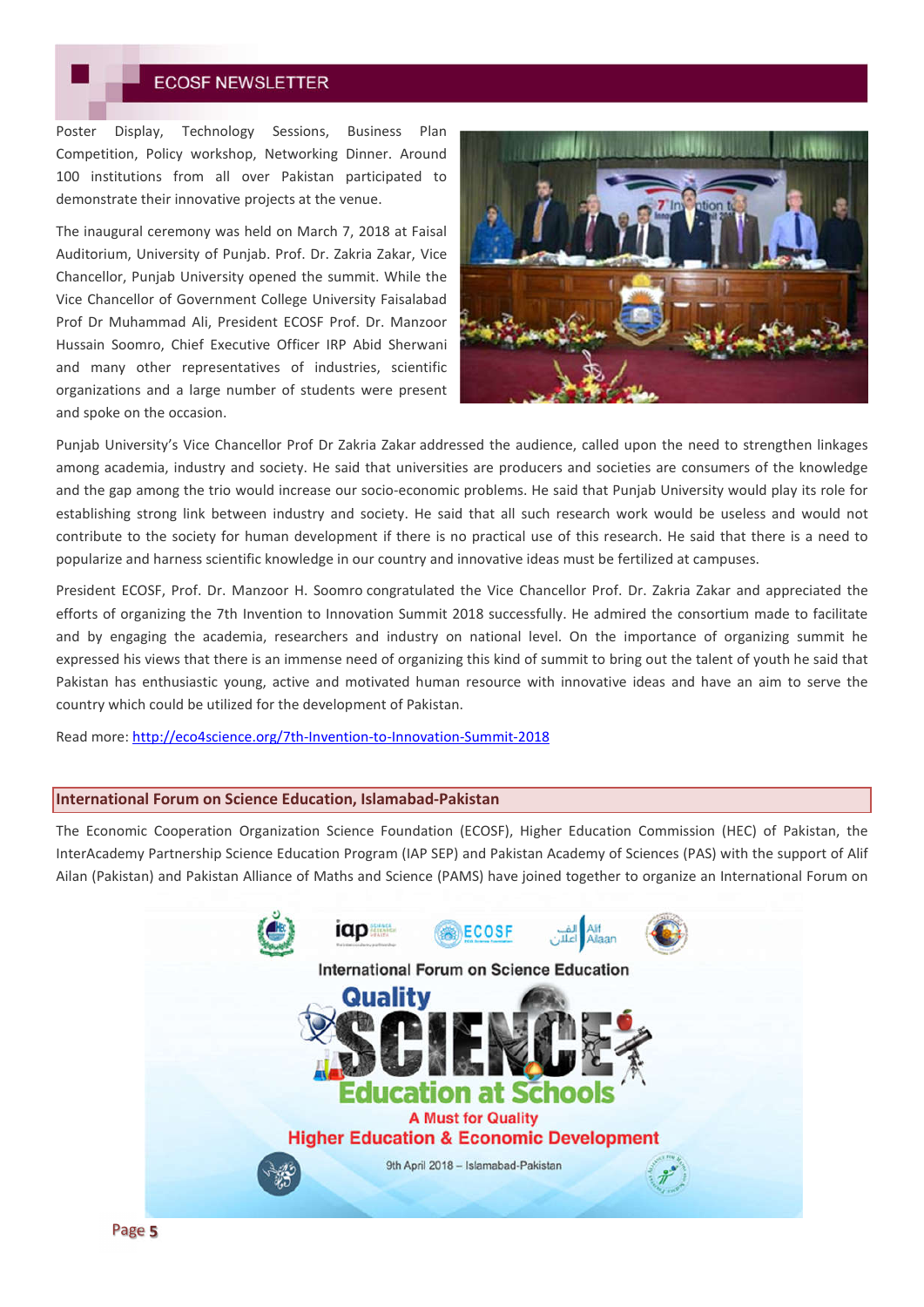Poster Display, Technology Sessions, Business Plan Competition, Policy workshop, Networking Dinner. Around 100 institutions from all over Pakistan participated to demonstrate their innovative projects at the venue.

The inaugural ceremony was held on March 7, 2018 at Faisal Auditorium, University of Punjab. Prof. Dr. Zakria Zakar, Vice Chancellor, Punjab University opened the summit. While the Vice Chancellor of Government College University Faisalabad Prof Dr Muhammad Ali, President ECOSF Prof. Dr. Manzoor Hussain Soomro, Chief Executive Officer IRP Abid Sherwani and many other representatives of industries, scientific organizations and a large number of students were present and spoke on the occasion.

Punjab University's Vice Chancellor Prof Dr Zakria Zakar addressed the audience, called upon the need to strengthen linkages among academia, industry and society. He said that universities are producers and societies are consumers of the knowledge and the gap among the trio would increase our socio-economic problems. He said that Punjab University would play its role for establishing strong link between industry and society. He said that all such research work would be useless and would not contribute to the society for human development if there is no practical use of this research. He said that there is a need to popularize and harness scientific knowledge in our country and innovative ideas must be fertilized at campuses.

President ECOSF, Prof. Dr. Manzoor H. Soomro congratulated the Vice Chancellor Prof. Dr. Zakria Zakar and appreciated the efforts of organizing the 7th Invention to Innovation Summit 2018 successfully. He admired the consortium made to facilitate and by engaging the academia, researchers and industry on national level. On the importance of organizing summit he expressed his views that there is an immense need of organizing this kind of summit to bring out the talent of youth he said that Pakistan has enthusiastic young, active and motivated human resource with innovative ideas and have an aim to serve the country which could be utilized for the development of Pakistan.

Read more: [http://eco4science.org/7th-Invention-to-Innovation-Summit-2018](http://eco4science.org/7th-Invention-to-Innovation-Summit-2018)

## International Forum on Science Education, Islamabad-Pakistan

The Economic Cooperation Organization Science Foundation (ECOSF), Higher Education Commission (HEC) of Pakistan, the InterAcademy Partnership Science Education Program (IAP SEP) and Pakistan Academy of Sciences (PAS) with the support of Alif Ailan (Pakistan) and Pakistan Alliance of Maths and Science (PAMS) have joined together to organize an International Forum on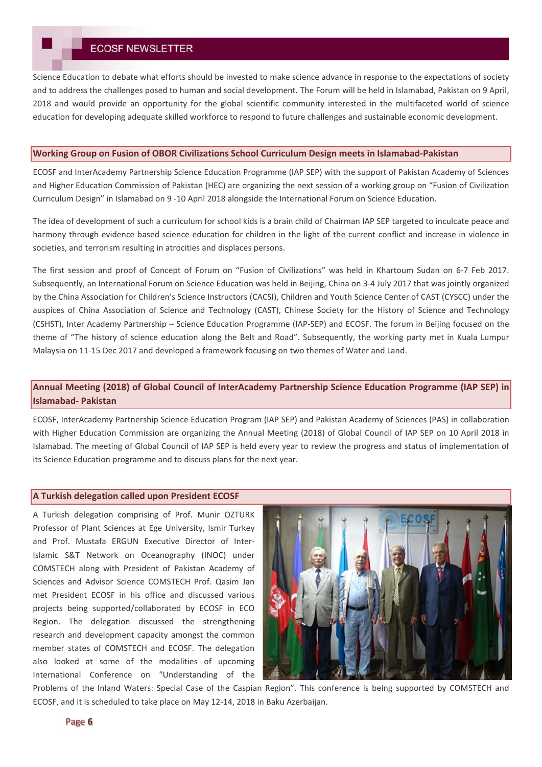Science Education to debate what efforts should be invested to make science advance in response to the expectations of society and to address the challenges posed to human and social development. The Forum will be held in Islamabad, Pakistan on 9 April, 2018 and would provide an opportunity for the global scientific community interested in the multifaceted world of science education for developing adequate skilled workforce to respond to future challenges and sustainable economic development.

## Working Group on Fusion of OBOR Civilizations School Curriculum Design meets in Islamabad-Pakistan

ECOSF and InterAcademy Partnership Science Education Programme (IAP SEP) with the support of Pakistan Academy of Sciences and Higher Education Commission of Pakistan (HEC) are organizing the next session of a working group on "Fusion of Civilization Curriculum Design" in Islamabad on 9 -10 April 2018 alongside the International Forum on Science Education.

The idea of development of such a curriculum for school kids is a brain child of Chairman IAP SEP targeted to inculcate peace and harmony through evidence based science education for children in the light of the current conflict and increase in violence in societies, and terrorism resulting in atrocities and displaces persons.

The first session and proof of Concept of Forum on "Fusion of Civilizations" was held in Khartoum Sudan on 6-7 Feb 2017. Subsequently, an International Forum on Science Education was held in Beijing, China on 3-4 July 2017 that was jointly organized by the China Association for Children's Science Instructors (CACSI), Children and Youth Science Center of CAST (CYSCC) under the auspices of China Association of Science and Technology (CAST), Chinese Society for the History of Science and Technology (CSHST), Inter Academy Partnership – Science Education Programme (IAP-SEP) and ECOSF. The forum in Beijing focused on the theme of "The history of science education along the Belt and Road". Subsequently, the working party met in Kuala Lumpur Malaysia on 11-15 Dec 2017 and developed a framework focusing on two themes of Water and Land.

## Annual Meeting (2018) of Global Council of InterAcademy Partnership Science Education Programme (IAP SEP) in Islamabad- Pakistan

ECOSF, InterAcademy Partnership Science Education Program (IAP SEP) and Pakistan Academy of Sciences (PAS) in collaboration with Higher Education Commission are organizing the Annual Meeting (2018) of Global Council of IAP SEP on 10 April 2018 in Islamabad. The meeting of Global Council of IAP SEP is held every year to review the progress and status of implementation of its Science Education programme and to discuss plans for the next year.

## A Turkish delegation called upon President ECOSF

A Turkish delegation comprising of Prof. Munir OZTURK Professor of Plant Sciences at Ege University, Ismir Turkey and Prof. Mustafa ERGUN Executive Director of Inter-Islamic S&T Network on Oceanography (INOC) under COMSTECH along with President of Pakistan Academy of Sciences and Advisor Science COMSTECH Prof. Qasim Jan met President ECOSF in his office and discussed various projects being supported/collaborated by ECOSF in ECO Region. The delegation discussed the strengthening research and development capacity amongst the common member states of COMSTECH and ECOSF. The delegation also looked at some of the modalities of upcoming International Conference on "Understanding of the Problems of the Inland Waters: Special Case of the Caspian Region". This conference is being supported by COMSTECH and ECOSF, and it is scheduled to take place on May 12-14, 2018 in Baku Azerbaijan.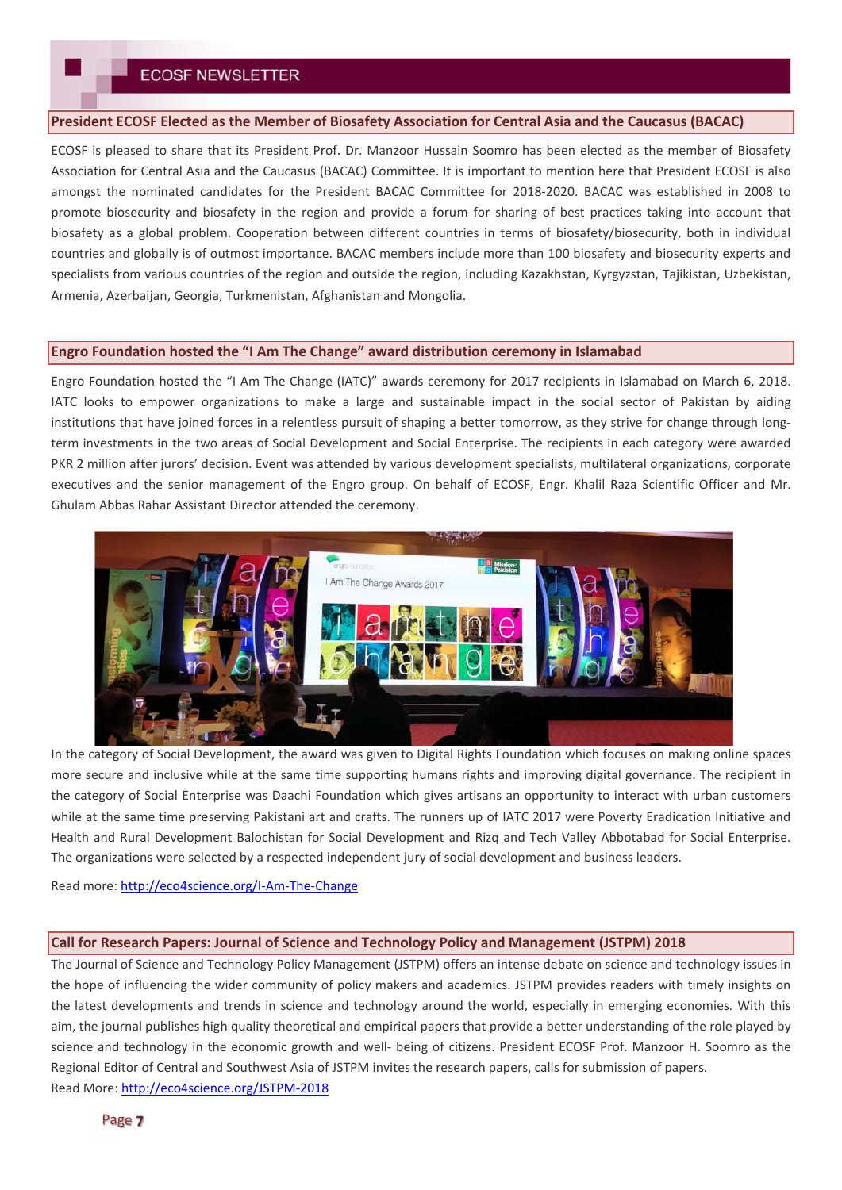## President ECOSF Elected as the Member of Biosafety Association for Central Asia and the Caucasus (BACAC)

ECOSF is pleased to share that its President Prof. Dr. Manzoor Hussain Soomro has been elected as the member of Biosafety Association for Central Asia and the Caucasus (BACAC) Committee. It is important to mention here that President ECOSF is also amongst the nominated candidates for the President BACAC Committee for 2018-2020. BACAC was established in 2008 to promote biosecurity and biosafety in the region and provide a forum for sharing of best practices taking into account that biosafety as a global problem. Cooperation between different countries in terms of biosafety/biosecurity, both in individual countries and globally is of outmost importance. BACAC members include more than 100 biosafety and biosecurity experts and specialists from various countries of the region and outside the region, including Kazakhstan, Kyrgyzstan, Tajikistan, Uzbekistan, Armenia, Azerbaijan, Georgia, Turkmenistan, Afghanistan and Mongolia.

## Engro Foundation hosted the “I Am The Change” award distribution ceremony in Islamabad

Engro Foundation hosted the “I Am The Change (IATC)” awards ceremony for 2017 recipients in Islamabad on March 6, 2018. IATC looks to empower organizations to make a large and sustainable impact in the social sector of Pakistan by aiding institutions that have joined forces in a relentless pursuit of shaping a better tomorrow, as they strive for change through long-term investments in the two areas of Social Development and Social Enterprise. The recipients in each category were awarded PKR 2 million after jurors' decision. Event was attended by various development specialists, multilateral organizations, corporate executives and the senior management of the Engro group. On behalf of ECOSF, Engr. Khalil Raza Scientific Officer and Mr. Ghulam Abbas Rahar Assistant Director attended the ceremony.

In the category of Social Development, the award was given to Digital Rights Foundation which focuses on making online spaces more secure and inclusive while at the same time supporting humans rights and improving digital governance. The recipient in the category of Social Enterprise was Daachi Foundation which gives artisans an opportunity to interact with urban customers while at the same time preserving Pakistani art and crafts. The runners up of IATC 2017 were Poverty Eradication Initiative and Health and Rural Development Balochistan for Social Development and Rizq and Tech Valley Abbotabad for Social Enterprise. The organizations were selected by a respected independent jury of social development and business leaders.

Read more: http://eco4science.org/I-Am-The-Change

## Call for Research Papers: Journal of Science and Technology Policy and Management (JSTPM) 2018

The Journal of Science and Technology Policy Management (JSTPM) offers an intense debate on science and technology issues in the hope of influencing the wider community of policy makers and academics. JSTPM provides readers with timely insights on the latest developments and trends in science and technology around the world, especially in emerging economies. With this aim, the journal publishes high quality theoretical and empirical papers that provide a better understanding of the role played by science and technology in the economic growth and well- being of citizens. President ECOSF Prof. Manzoor H. Soomro as the Regional Editor of Central and Southwest Asia of JSTPM invites the research papers, calls for submission of papers.

Read More: http://eco4science.org/JSTPM-2018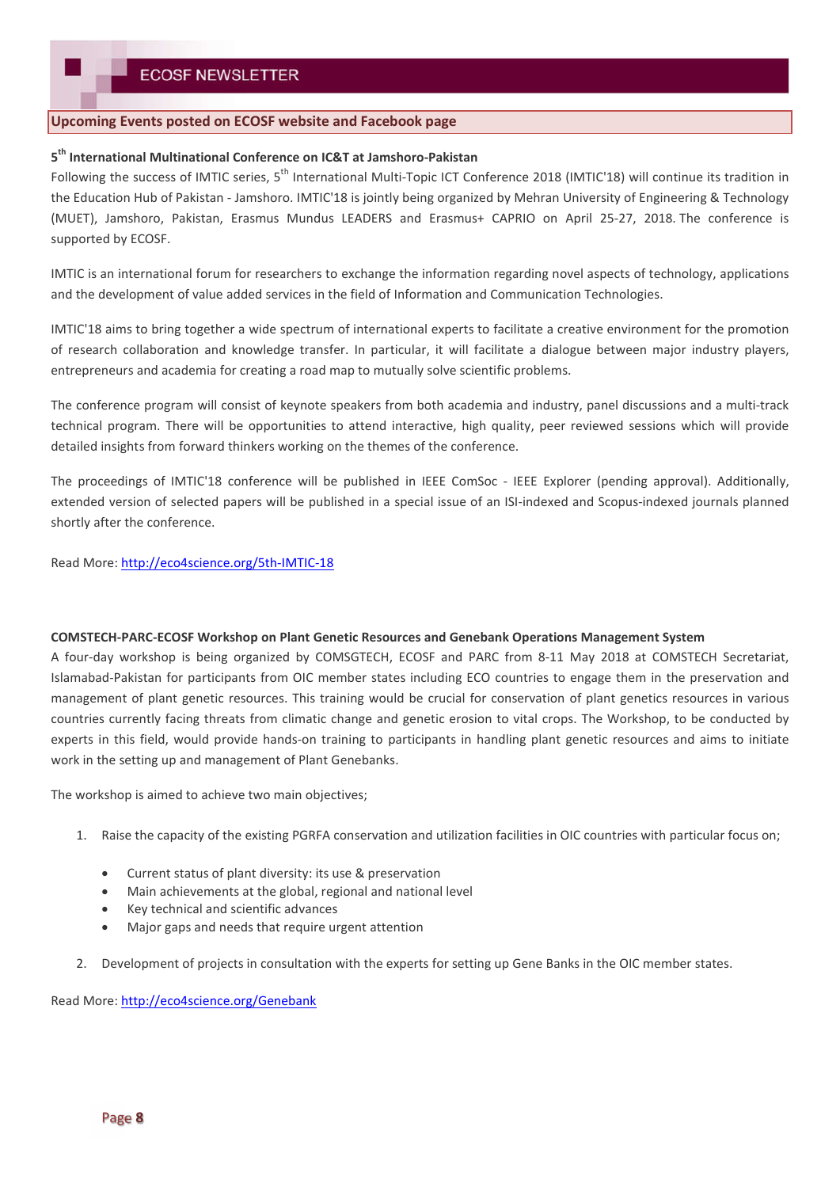## Upcoming Events posted on ECOSF website and Facebook page

### 5th International Multinational Conference on IC&T at Jamshoro-Pakistan

Following the success of IMTIC series, 5th International Multi-Topic ICT Conference 2018 (IMTIC'18) will continue its tradition in the Education Hub of Pakistan - Jamshoro. IMTIC'18 is jointly being organized by Mehran University of Engineering & Technology (MUET), Jamshoro, Pakistan, Erasmus Mundus LEADERS and Erasmus+ CAPRIO on April 25-27, 2018. The conference is supported by ECOSF.

IMTIC is an international forum for researchers to exchange the information regarding novel aspects of technology, applications and the development of value added services in the field of Information and Communication Technologies.

IMTIC'18 aims to bring together a wide spectrum of international experts to facilitate a creative environment for the promotion of research collaboration and knowledge transfer. In particular, it will facilitate a dialogue between major industry players, entrepreneurs and academia for creating a road map to mutually solve scientific problems.

The conference program will consist of keynote speakers from both academia and industry, panel discussions and a multi-track technical program. There will be opportunities to attend interactive, high quality, peer reviewed sessions which will provide detailed insights from forward thinkers working on the themes of the conference.

The proceedings of IMTIC'18 conference will be published in IEEE ComSoc - IEEE Explorer (pending approval). Additionally, extended version of selected papers will be published in a special issue of an ISI-indexed and Scopus-indexed journals planned shortly after the conference.

Read More: http://eco4science.org/5th-IMTIC-18

### COMSTECH-PARC-ECOSF Workshop on Plant Genetic Resources and Genebank Operations Management System

A four-day workshop is being organized by COMSGTECH, ECOSF and PARC from 8-11 May 2018 at COMSTECH Secretariat, Islamabad-Pakistan for participants from OIC member states including ECO countries to engage them in the preservation and management of plant genetic resources. This training would be crucial for conservation of plant genetics resources in various countries currently facing threats from climatic change and genetic erosion to vital crops. The Workshop, to be conducted by experts in this field, would provide hands-on training to participants in handling plant genetic resources and aims to initiate work in the setting up and management of Plant Genebanks.

The workshop is aimed to achieve two main objectives;

1. Raise the capacity of the existing PGRFA conservation and utilization facilities in OIC countries with particular focus on;
    - Current status of plant diversity: its use & preservation
    - Main achievements at the global, regional and national level
    - Key technical and scientific advances
    - Major gaps and needs that require urgent attention
2. Development of projects in consultation with the experts for setting up Gene Banks in the OIC member states.

Read More: http://eco4science.org/Genebank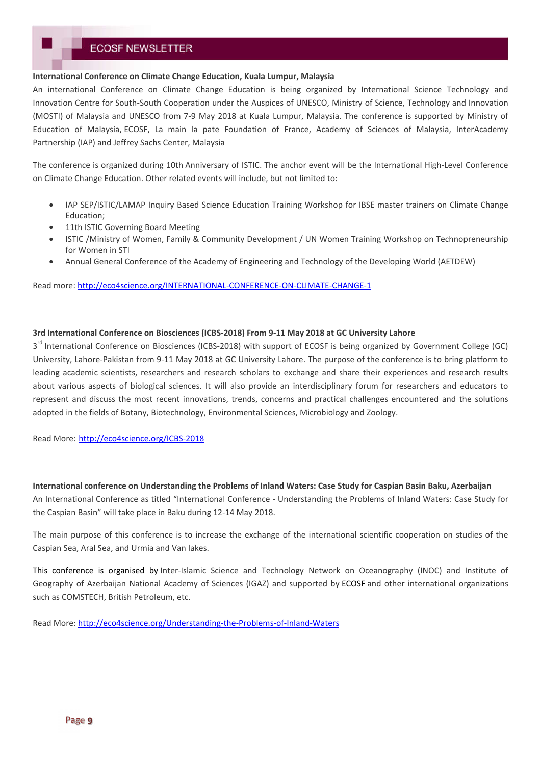**International Conference on Climate Change Education, Kuala Lumpur, Malaysia**

An international Conference on Climate Change Education is being organized by International Science Technology and Innovation Centre for South-South Cooperation under the Auspices of UNESCO, Ministry of Science, Technology and Innovation (MOSTI) of Malaysia and UNESCO from 7-9 May 2018 at Kuala Lumpur, Malaysia. The conference is supported by Ministry of Education of Malaysia, ECOSF, La main la pate Foundation of France, Academy of Sciences of Malaysia, InterAcademy Partnership (IAP) and Jeffrey Sachs Center, Malaysia

The conference is organized during 10th Anniversary of ISTIC. The anchor event will be the International High-Level Conference on Climate Change Education. Other related events will include, but not limited to:

- IAP SEP/ISTIC/LAMAP Inquiry Based Science Education Training Workshop for IBSE master trainers on Climate Change Education;
- 11th ISTIC Governing Board Meeting
- ISTIC /Ministry of Women, Family & Community Development / UN Women Training Workshop on Technopreneurship for Women in STI
- Annual General Conference of the Academy of Engineering and Technology of the Developing World (AETDEW)

Read more: http://eco4science.org/INTERNATIONAL-CONFERENCE-ON-CLIMATE-CHANGE-1

**3rd International Conference on Biosciences (ICBS-2018) From 9-11 May 2018 at GC University Lahore**

3rd International Conference on Biosciences (ICBS-2018) with support of ECOSF is being organized by Government College (GC) University, Lahore-Pakistan from 9-11 May 2018 at GC University Lahore. The purpose of the conference is to bring platform to leading academic scientists, researchers and research scholars to exchange and share their experiences and research results about various aspects of biological sciences. It will also provide an interdisciplinary forum for researchers and educators to represent and discuss the most recent innovations, trends, concerns and practical challenges encountered and the solutions adopted in the fields of Botany, Biotechnology, Environmental Sciences, Microbiology and Zoology.

Read More: http://eco4science.org/ICBS-2018

**International conference on Understanding the Problems of Inland Waters: Case Study for Caspian Basin Baku, Azerbaijan**

An International Conference as titled "International Conference - Understanding the Problems of Inland Waters: Case Study for the Caspian Basin" will take place in Baku during 12-14 May 2018.

The main purpose of this conference is to increase the exchange of the international scientific cooperation on studies of the Caspian Sea, Aral Sea, and Urmia and Van lakes.

This conference is organised by Inter-Islamic Science and Technology Network on Oceanography (INOC) and Institute of Geography of Azerbaijan National Academy of Sciences (IGAZ) and supported by ECOSF and other international organizations such as COMSTECH, British Petroleum, etc.

Read More: http://eco4science.org/Understanding-the-Problems-of-Inland-Waters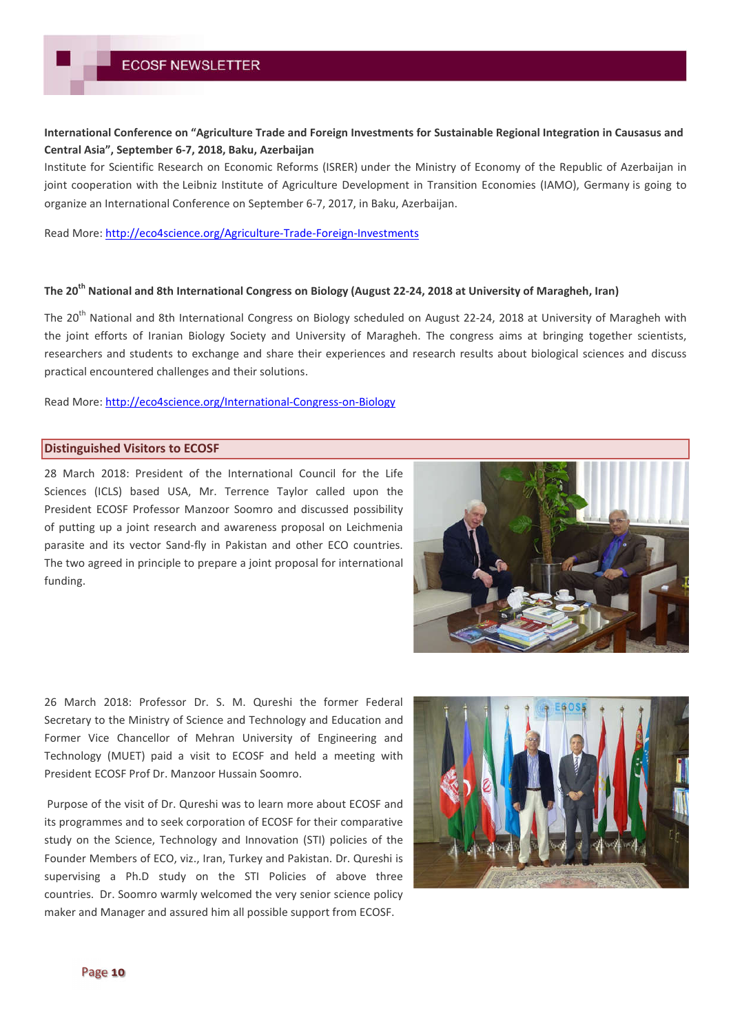**International Conference on "Agriculture Trade and Foreign Investments for Sustainable Regional Integration in Causasus and Central Asia", September 6-7, 2018, Baku, Azerbaijan**

Institute for Scientific Research on Economic Reforms (ISRER) under the Ministry of Economy of the Republic of Azerbaijan in joint cooperation with the Leibniz Institute of Agriculture Development in Transition Economies (IAMO), Germany is going to organize an International Conference on September 6-7, 2017, in Baku, Azerbaijan.

Read More: http://eco4science.org/Agriculture-Trade-Foreign-Investments

**The 20th National and 8th International Congress on Biology (August 22-24, 2018 at University of Maragheh, Iran)**

The 20th National and 8th International Congress on Biology scheduled on August 22-24, 2018 at University of Maragheh with the joint efforts of Iranian Biology Society and University of Maragheh. The congress aims at bringing together scientists, researchers and students to exchange and share their experiences and research results about biological sciences and discuss practical encountered challenges and their solutions.

Read More: http://eco4science.org/International-Congress-on-Biology

## Distinguished Visitors to ECOSF

28 March 2018: President of the International Council for the Life Sciences (ICLS) based USA, Mr. Terrence Taylor called upon the President ECOSF Professor Manzoor Soomro and discussed possibility of putting up a joint research and awareness proposal on Leichmenia parasite and its vector Sand-fly in Pakistan and other ECO countries. The two agreed in principle to prepare a joint proposal for international funding.

26 March 2018: Professor Dr. S. M. Qureshi the former Federal Secretary to the Ministry of Science and Technology and Education and Former Vice Chancellor of Mehran University of Engineering and Technology (MUET) paid a visit to ECOSF and held a meeting with President ECOSF Prof Dr. Manzoor Hussain Soomro.

Purpose of the visit of Dr. Qureshi was to learn more about ECOSF and its programmes and to seek corporation of ECOSF for their comparative study on the Science, Technology and Innovation (STI) policies of the Founder Members of ECO, viz., Iran, Turkey and Pakistan. Dr. Qureshi is supervising a Ph.D study on the STI Policies of above three countries. Dr. Soomro warmly welcomed the very senior science policy maker and Manager and assured him all possible support from ECOSF.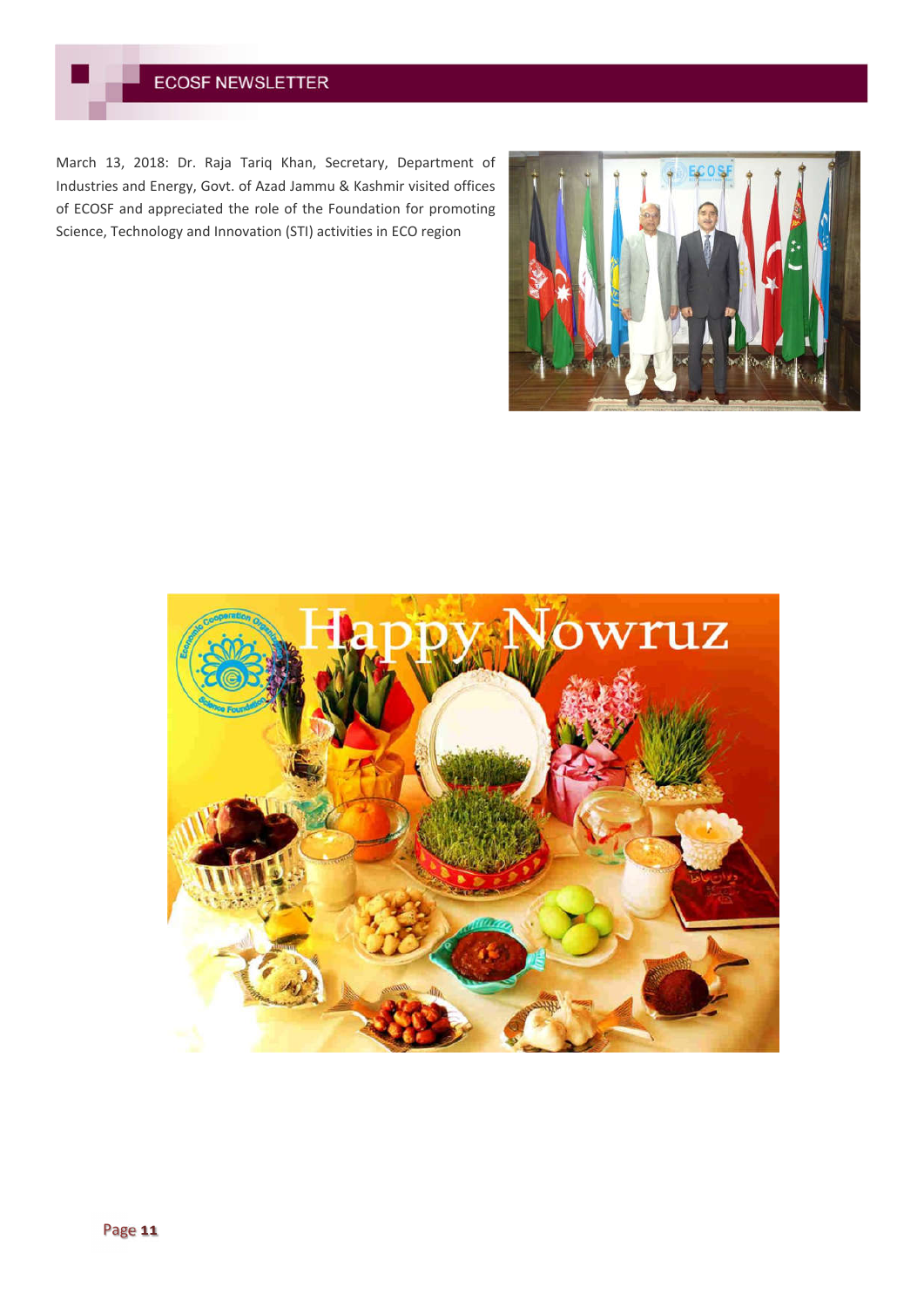March 13, 2018: Dr. Raja Tariq Khan, Secretary, Department of Industries and Energy, Govt. of Azad Jammu & Kashmir visited offices of ECOSF and appreciated the role of the Foundation for promoting Science, Technology and Innovation (STI) activities in ECO region